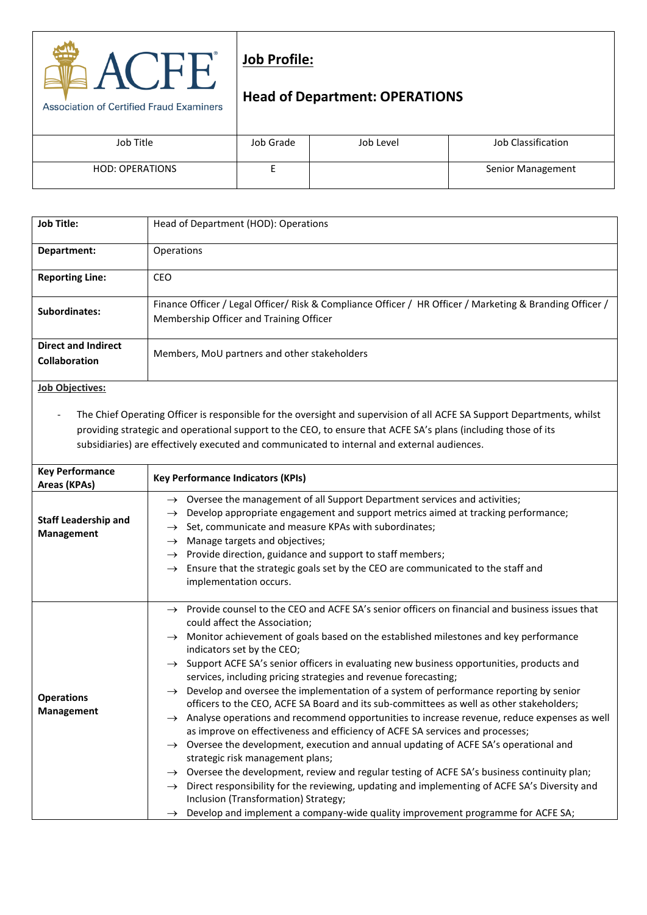ACFE
Association of Certified Fraud Examiners

# Job Profile:

## Head of Department: OPERATIONS

| Job Title | Job Grade | Job Level | Job Classification |
|---|---|---|---|
| HOD: OPERATIONS | E | | Senior Management |

| | |
|---|---|
| **Job Title:** | Head of Department (HOD): Operations |
| **Department:** | Operations |
| **Reporting Line:** | CEO |
| **Subordinates:** | Finance Officer / Legal Officer/ Risk & Compliance Officer / HR Officer / Marketing & Branding Officer / Membership Officer and Training Officer |
| **Direct and Indirect Collaboration** | Members, MoU partners and other stakeholders |

**Job Objectives:**

- The Chief Operating Officer is responsible for the oversight and supervision of all ACFE SA Support Departments, whilst providing strategic and operational support to the CEO, to ensure that ACFE SA's plans (including those of its subsidiaries) are effectively executed and communicated to internal and external audiences.

| Key Performance Areas (KPAs) | Key Performance Indicators (KPIs) |
|---|---|
| **Staff Leadership and Management** | → Oversee the management of all Support Department services and activities;<br>→ Develop appropriate engagement and support metrics aimed at tracking performance;<br>→ Set, communicate and measure KPAs with subordinates;<br>→ Manage targets and objectives;<br>→ Provide direction, guidance and support to staff members;<br>→ Ensure that the strategic goals set by the CEO are communicated to the staff and implementation occurs. |
| **Operations Management** | → Provide counsel to the CEO and ACFE SA's senior officers on financial and business issues that could affect the Association;<br>→ Monitor achievement of goals based on the established milestones and key performance indicators set by the CEO;<br>→ Support ACFE SA's senior officers in evaluating new business opportunities, products and services, including pricing strategies and revenue forecasting;<br>→ Develop and oversee the implementation of a system of performance reporting by senior officers to the CEO, ACFE SA Board and its sub-committees as well as other stakeholders;<br>→ Analyse operations and recommend opportunities to increase revenue, reduce expenses as well as improve on effectiveness and efficiency of ACFE SA services and processes;<br>→ Oversee the development, execution and annual updating of ACFE SA's operational and strategic risk management plans;<br>→ Oversee the development, review and regular testing of ACFE SA's business continuity plan;<br>→ Direct responsibility for the reviewing, updating and implementing of ACFE SA's Diversity and Inclusion (Transformation) Strategy;<br>→ Develop and implement a company-wide quality improvement programme for ACFE SA; |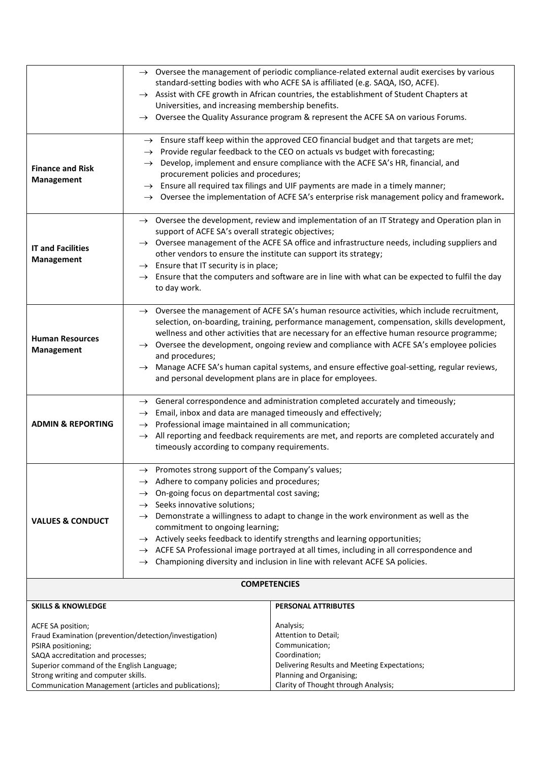| | |
|---|---|
| | → Oversee the management of periodic compliance-related external audit exercises by various standard-setting bodies with who ACFE SA is affiliated (e.g. SAQA, ISO, ACFE).<br>→ Assist with CFE growth in African countries, the establishment of Student Chapters at Universities, and increasing membership benefits.<br>→ Oversee the Quality Assurance program & represent the ACFE SA on various Forums. |
| **Finance and Risk Management** | → Ensure staff keep within the approved CEO financial budget and that targets are met;<br>→ Provide regular feedback to the CEO on actuals vs budget with forecasting;<br>→ Develop, implement and ensure compliance with the ACFE SA's HR, financial, and procurement policies and procedures;<br>→ Ensure all required tax filings and UIF payments are made in a timely manner;<br>→ Oversee the implementation of ACFE SA's enterprise risk management policy and framework**.** |
| **IT and Facilities Management** | → Oversee the development, review and implementation of an IT Strategy and Operation plan in support of ACFE SA's overall strategic objectives;<br>→ Oversee management of the ACFE SA office and infrastructure needs, including suppliers and other vendors to ensure the institute can support its strategy;<br>→ Ensure that IT security is in place;<br>→ Ensure that the computers and software are in line with what can be expected to fulfil the day to day work. |
| **Human Resources Management** | → Oversee the management of ACFE SA's human resource activities, which include recruitment, selection, on-boarding, training, performance management, compensation, skills development, wellness and other activities that are necessary for an effective human resource programme;<br>→ Oversee the development, ongoing review and compliance with ACFE SA's employee policies and procedures;<br>→ Manage ACFE SA's human capital systems, and ensure effective goal-setting, regular reviews, and personal development plans are in place for employees. |
| **ADMIN & REPORTING** | → General correspondence and administration completed accurately and timeously;<br>→ Email, inbox and data are managed timeously and effectively;<br>→ Professional image maintained in all communication;<br>→ All reporting and feedback requirements are met, and reports are completed accurately and timeously according to company requirements. |
| **VALUES & CONDUCT** | → Promotes strong support of the Company's values;<br>→ Adhere to company policies and procedures;<br>→ On-going focus on departmental cost saving;<br>→ Seeks innovative solutions;<br>→ Demonstrate a willingness to adapt to change in the work environment as well as the commitment to ongoing learning;<br>→ Actively seeks feedback to identify strengths and learning opportunities;<br>→ ACFE SA Professional image portrayed at all times, including in all correspondence and<br>→ Championing diversity and inclusion in line with relevant ACFE SA policies. |

**COMPETENCIES**

| **SKILLS & KNOWLEDGE** | **PERSONAL ATTRIBUTES** |
|---|---|
| ACFE SA position;<br>Fraud Examination (prevention/detection/investigation)<br>PSIRA positioning;<br>SAQA accreditation and processes;<br>Superior command of the English Language;<br>Strong writing and computer skills.<br>Communication Management (articles and publications); | Analysis;<br>Attention to Detail;<br>Communication;<br>Coordination;<br>Delivering Results and Meeting Expectations;<br>Planning and Organising;<br>Clarity of Thought through Analysis; |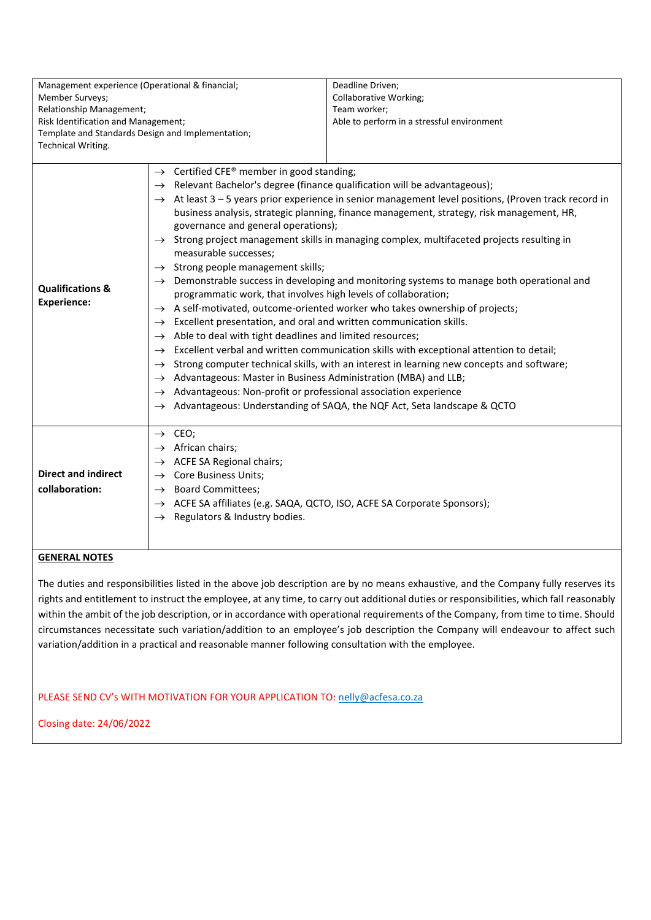| | |
|---|---|
| Management experience (Operational & financial;<br>Member Surveys;<br>Relationship Management;<br>Risk Identification and Management;<br>Template and Standards Design and Implementation;<br>Technical Writing. | Deadline Driven;<br>Collaborative Working;<br>Team worker;<br>Able to perform in a stressful environment |

| | |
|---|---|
| **Qualifications & Experience:** | → Certified CFE® member in good standing;<br>→ Relevant Bachelor's degree (finance qualification will be advantageous);<br>→ At least 3 – 5 years prior experience in senior management level positions, (Proven track record in business analysis, strategic planning, finance management, strategy, risk management, HR, governance and general operations);<br>→ Strong project management skills in managing complex, multifaceted projects resulting in measurable successes;<br>→ Strong people management skills;<br>→ Demonstrable success in developing and monitoring systems to manage both operational and programmatic work, that involves high levels of collaboration;<br>→ A self-motivated, outcome-oriented worker who takes ownership of projects;<br>→ Excellent presentation, and oral and written communication skills.<br>→ Able to deal with tight deadlines and limited resources;<br>→ Excellent verbal and written communication skills with exceptional attention to detail;<br>→ Strong computer technical skills, with an interest in learning new concepts and software;<br>→ Advantageous: Master in Business Administration (MBA) and LLB;<br>→ Advantageous: Non-profit or professional association experience<br>→ Advantageous: Understanding of SAQA, the NQF Act, Seta landscape & QCTO |
| **Direct and indirect collaboration:** | → CEO;<br>→ African chairs;<br>→ ACFE SA Regional chairs;<br>→ Core Business Units;<br>→ Board Committees;<br>→ ACFE SA affiliates (e.g. SAQA, QCTO, ISO, ACFE SA Corporate Sponsors);<br>→ Regulators & Industry bodies. |

**GENERAL NOTES**

The duties and responsibilities listed in the above job description are by no means exhaustive, and the Company fully reserves its rights and entitlement to instruct the employee, at any time, to carry out additional duties or responsibilities, which fall reasonably within the ambit of the job description, or in accordance with operational requirements of the Company, from time to time. Should circumstances necessitate such variation/addition to an employee's job description the Company will endeavour to affect such variation/addition in a practical and reasonable manner following consultation with the employee.

PLEASE SEND CV's WITH MOTIVATION FOR YOUR APPLICATION TO: nelly@acfesa.co.za

Closing date: 24/06/2022